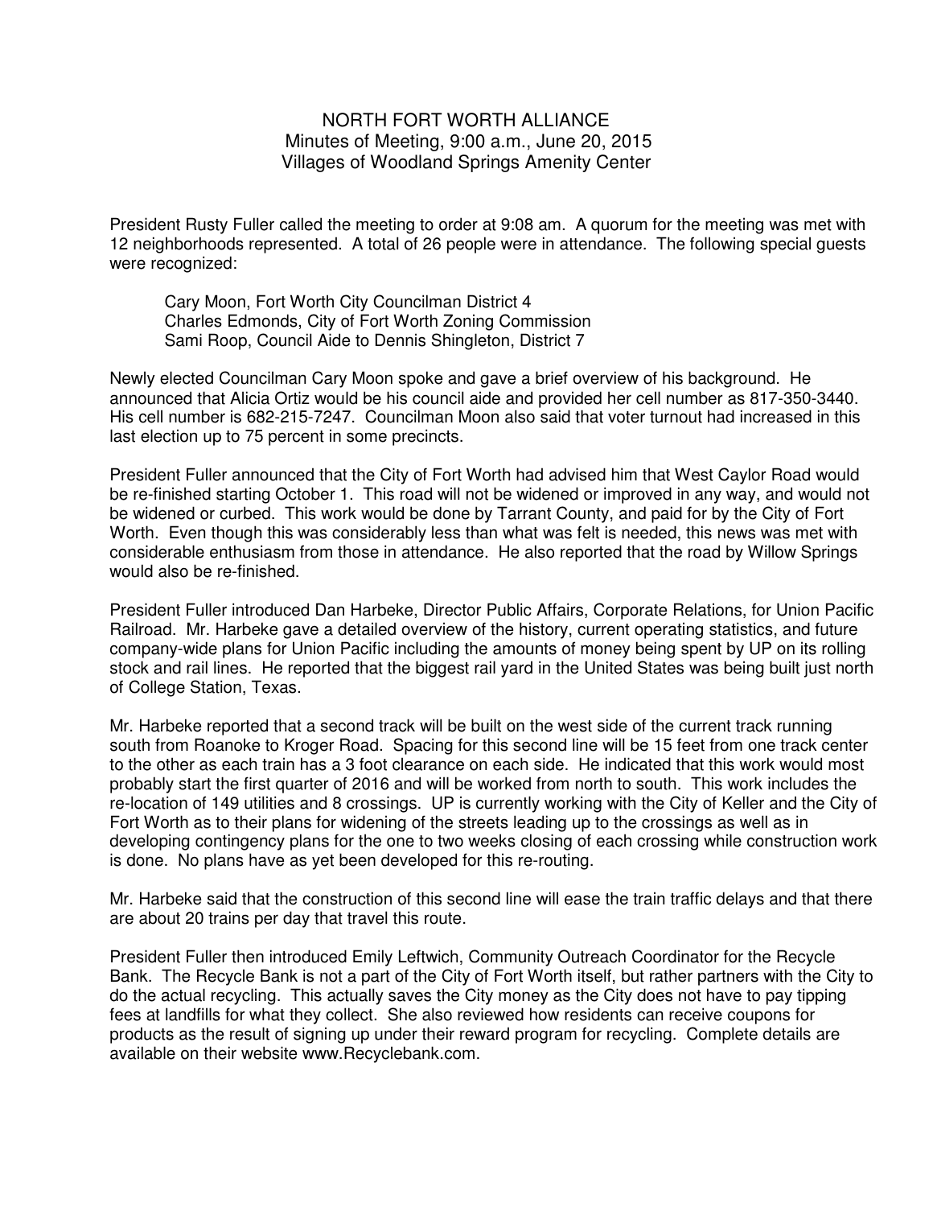# NORTH FORT WORTH ALLIANCE

Minutes of Meeting, 9:00 a.m., June 20, 2015
Villages of Woodland Springs Amenity Center

President Rusty Fuller called the meeting to order at 9:08 am. A quorum for the meeting was met with 12 neighborhoods represented. A total of 26 people were in attendance. The following special guests were recognized:

Cary Moon, Fort Worth City Councilman District 4
Charles Edmonds, City of Fort Worth Zoning Commission
Sami Roop, Council Aide to Dennis Shingleton, District 7

Newly elected Councilman Cary Moon spoke and gave a brief overview of his background. He announced that Alicia Ortiz would be his council aide and provided her cell number as 817-350-3440. His cell number is 682-215-7247. Councilman Moon also said that voter turnout had increased in this last election up to 75 percent in some precincts.

President Fuller announced that the City of Fort Worth had advised him that West Caylor Road would be re-finished starting October 1. This road will not be widened or improved in any way, and would not be widened or curbed. This work would be done by Tarrant County, and paid for by the City of Fort Worth. Even though this was considerably less than what was felt is needed, this news was met with considerable enthusiasm from those in attendance. He also reported that the road by Willow Springs would also be re-finished.

President Fuller introduced Dan Harbeke, Director Public Affairs, Corporate Relations, for Union Pacific Railroad. Mr. Harbeke gave a detailed overview of the history, current operating statistics, and future company-wide plans for Union Pacific including the amounts of money being spent by UP on its rolling stock and rail lines. He reported that the biggest rail yard in the United States was being built just north of College Station, Texas.

Mr. Harbeke reported that a second track will be built on the west side of the current track running south from Roanoke to Kroger Road. Spacing for this second line will be 15 feet from one track center to the other as each train has a 3 foot clearance on each side. He indicated that this work would most probably start the first quarter of 2016 and will be worked from north to south. This work includes the re-location of 149 utilities and 8 crossings. UP is currently working with the City of Keller and the City of Fort Worth as to their plans for widening of the streets leading up to the crossings as well as in developing contingency plans for the one to two weeks closing of each crossing while construction work is done. No plans have as yet been developed for this re-routing.

Mr. Harbeke said that the construction of this second line will ease the train traffic delays and that there are about 20 trains per day that travel this route.

President Fuller then introduced Emily Leftwich, Community Outreach Coordinator for the Recycle Bank. The Recycle Bank is not a part of the City of Fort Worth itself, but rather partners with the City to do the actual recycling. This actually saves the City money as the City does not have to pay tipping fees at landfills for what they collect. She also reviewed how residents can receive coupons for products as the result of signing up under their reward program for recycling. Complete details are available on their website www.Recyclebank.com.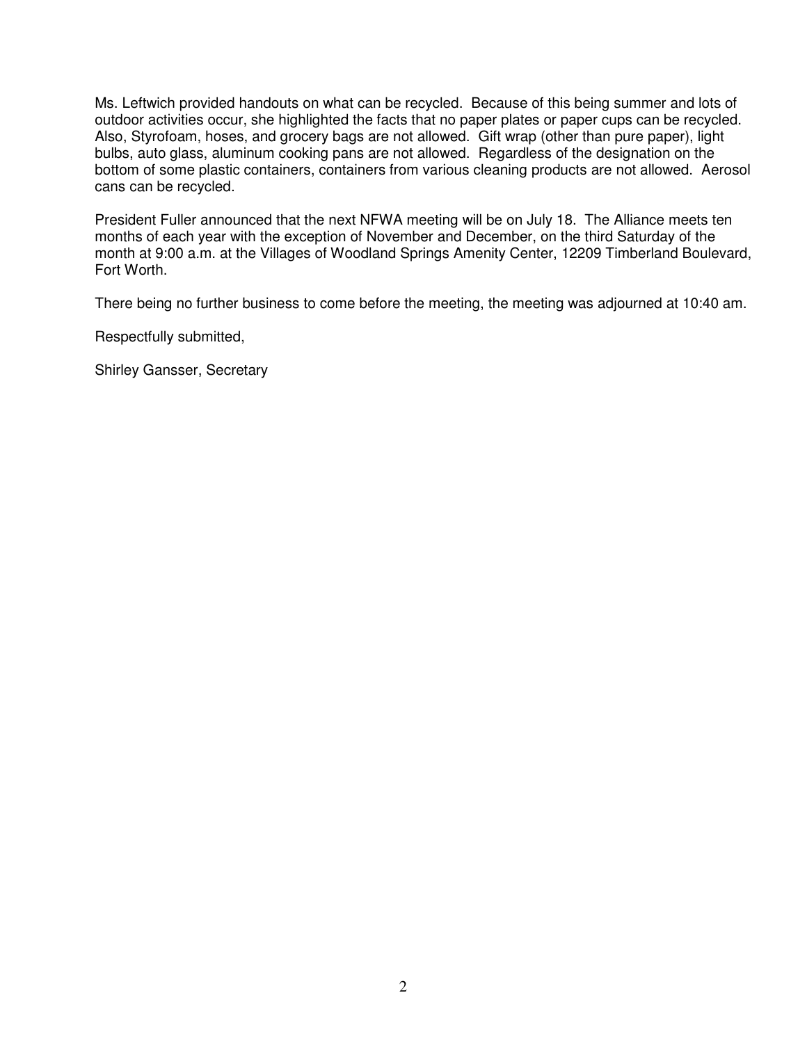Ms. Leftwich provided handouts on what can be recycled. Because of this being summer and lots of outdoor activities occur, she highlighted the facts that no paper plates or paper cups can be recycled. Also, Styrofoam, hoses, and grocery bags are not allowed. Gift wrap (other than pure paper), light bulbs, auto glass, aluminum cooking pans are not allowed. Regardless of the designation on the bottom of some plastic containers, containers from various cleaning products are not allowed. Aerosol cans can be recycled.

President Fuller announced that the next NFWA meeting will be on July 18. The Alliance meets ten months of each year with the exception of November and December, on the third Saturday of the month at 9:00 a.m. at the Villages of Woodland Springs Amenity Center, 12209 Timberland Boulevard, Fort Worth.

There being no further business to come before the meeting, the meeting was adjourned at 10:40 am.

Respectfully submitted,

Shirley Gansser, Secretary